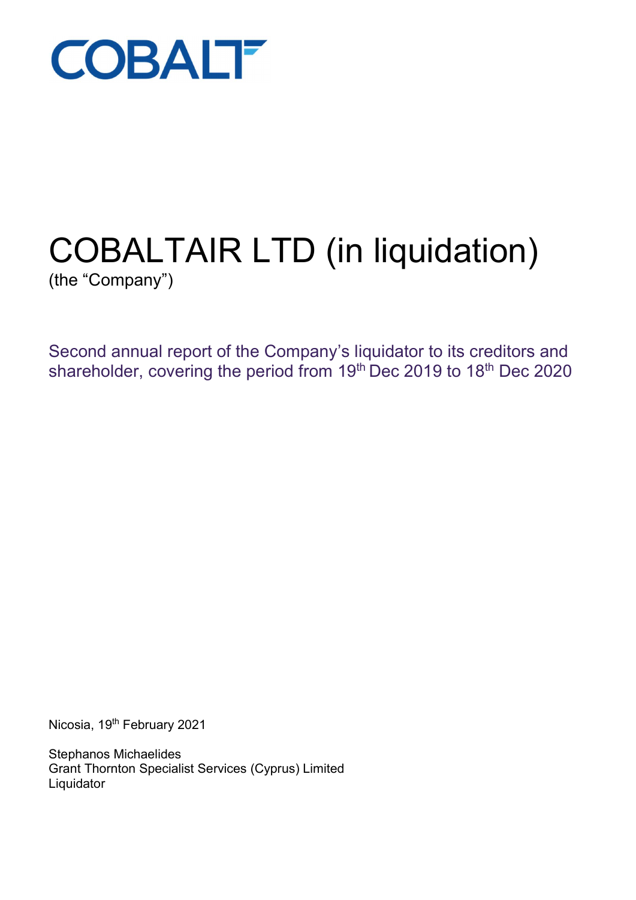COBALT

# COBALTAIR LTD (in liquidation)

(the "Company")

## Second annual report of the Company's liquidator to its creditors and shareholder, covering the period from 19th Dec 2019 to 18th Dec 2020

Nicosia, 19th February 2021

Stephanos Michaelides
Grant Thornton Specialist Services (Cyprus) Limited
Liquidator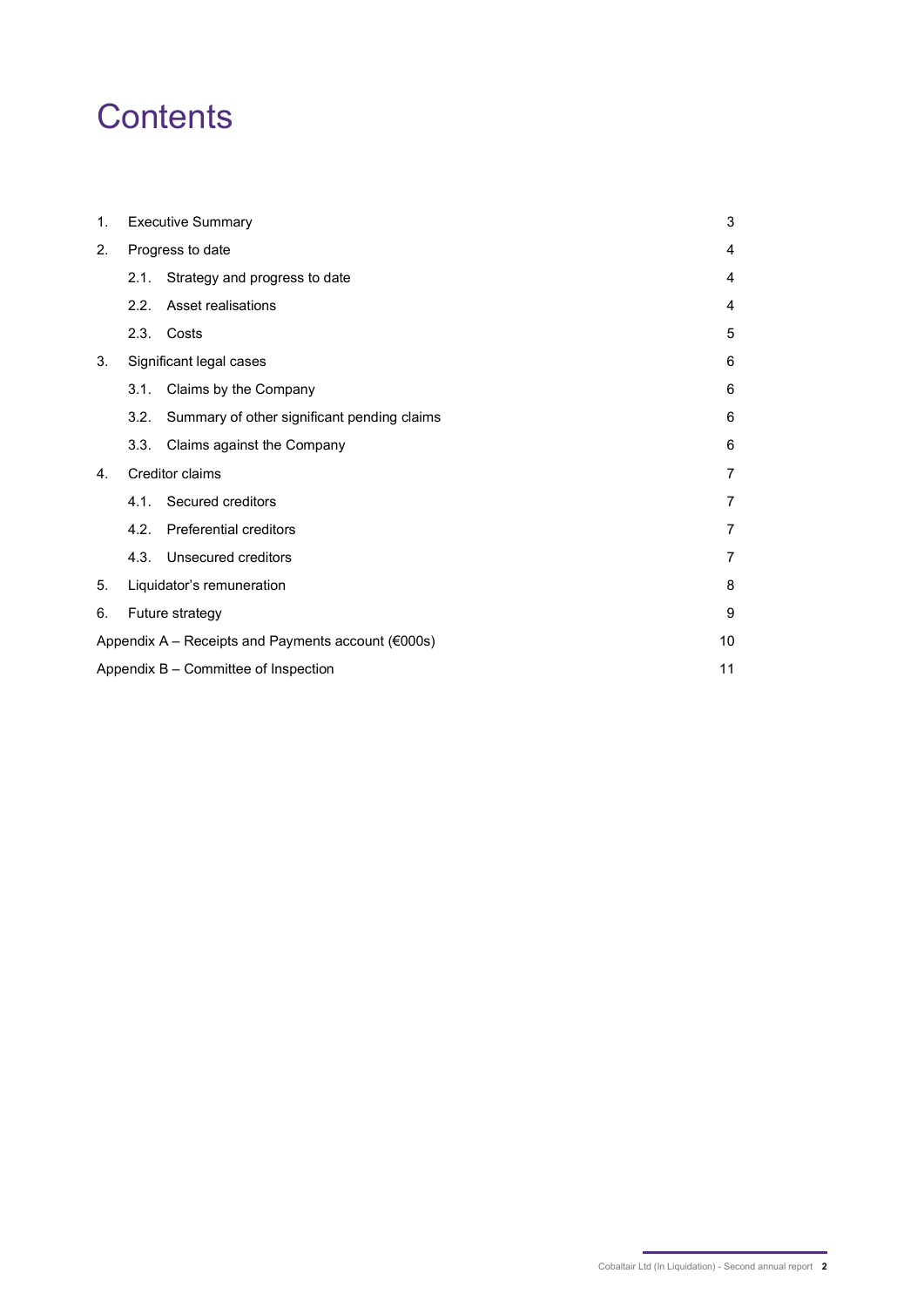# Contents

| | | |
|---|---|---|
| 1. | Executive Summary | 3 |
| 2. | Progress to date | 4 |
| | 2.1. Strategy and progress to date | 4 |
| | 2.2. Asset realisations | 4 |
| | 2.3. Costs | 5 |
| 3. | Significant legal cases | 6 |
| | 3.1. Claims by the Company | 6 |
| | 3.2. Summary of other significant pending claims | 6 |
| | 3.3. Claims against the Company | 6 |
| 4. | Creditor claims | 7 |
| | 4.1. Secured creditors | 7 |
| | 4.2. Preferential creditors | 7 |
| | 4.3. Unsecured creditors | 7 |
| 5. | Liquidator's remuneration | 8 |
| 6. | Future strategy | 9 |
| Appendix A – Receipts and Payments account (€000s) | | 10 |
| Appendix B – Committee of Inspection | | 11 |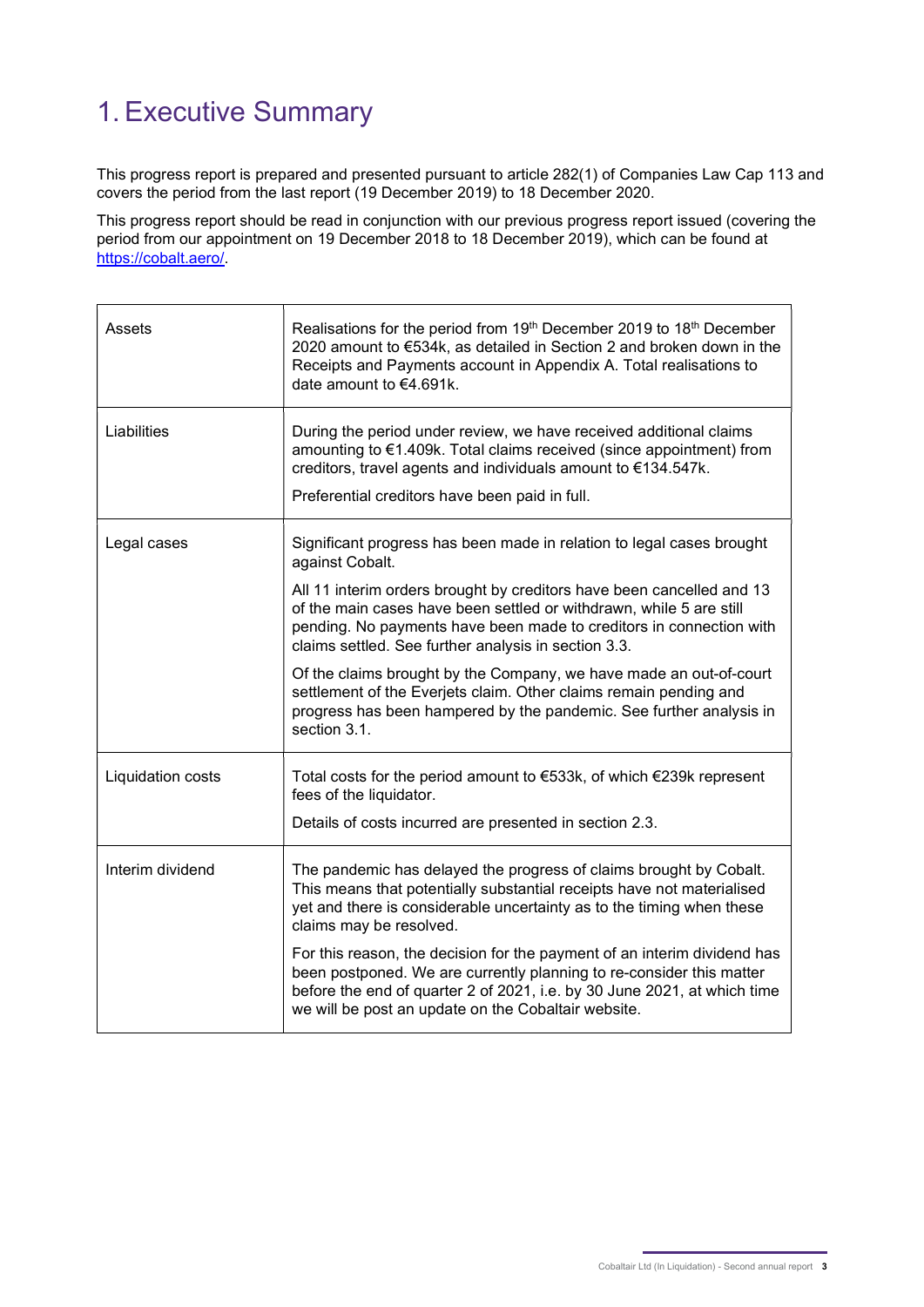# 1. Executive Summary

This progress report is prepared and presented pursuant to article 282(1) of Companies Law Cap 113 and covers the period from the last report (19 December 2019) to 18 December 2020.

This progress report should be read in conjunction with our previous progress report issued (covering the period from our appointment on 19 December 2018 to 18 December 2019), which can be found at https://cobalt.aero/.

| | |
|---|---|
| Assets | Realisations for the period from 19th December 2019 to 18th December 2020 amount to €534k, as detailed in Section 2 and broken down in the Receipts and Payments account in Appendix A. Total realisations to date amount to €4.691k. |
| Liabilities | During the period under review, we have received additional claims amounting to €1.409k. Total claims received (since appointment) from creditors, travel agents and individuals amount to €134.547k.<br><br>Preferential creditors have been paid in full. |
| Legal cases | Significant progress has been made in relation to legal cases brought against Cobalt.<br><br>All 11 interim orders brought by creditors have been cancelled and 13 of the main cases have been settled or withdrawn, while 5 are still pending. No payments have been made to creditors in connection with claims settled. See further analysis in section 3.3.<br><br>Of the claims brought by the Company, we have made an out-of-court settlement of the Everjets claim. Other claims remain pending and progress has been hampered by the pandemic. See further analysis in section 3.1. |
| Liquidation costs | Total costs for the period amount to €533k, of which €239k represent fees of the liquidator.<br><br>Details of costs incurred are presented in section 2.3. |
| Interim dividend | The pandemic has delayed the progress of claims brought by Cobalt. This means that potentially substantial receipts have not materialised yet and there is considerable uncertainty as to the timing when these claims may be resolved.<br><br>For this reason, the decision for the payment of an interim dividend has been postponed. We are currently planning to re-consider this matter before the end of quarter 2 of 2021, i.e. by 30 June 2021, at which time we will be post an update on the Cobaltair website. |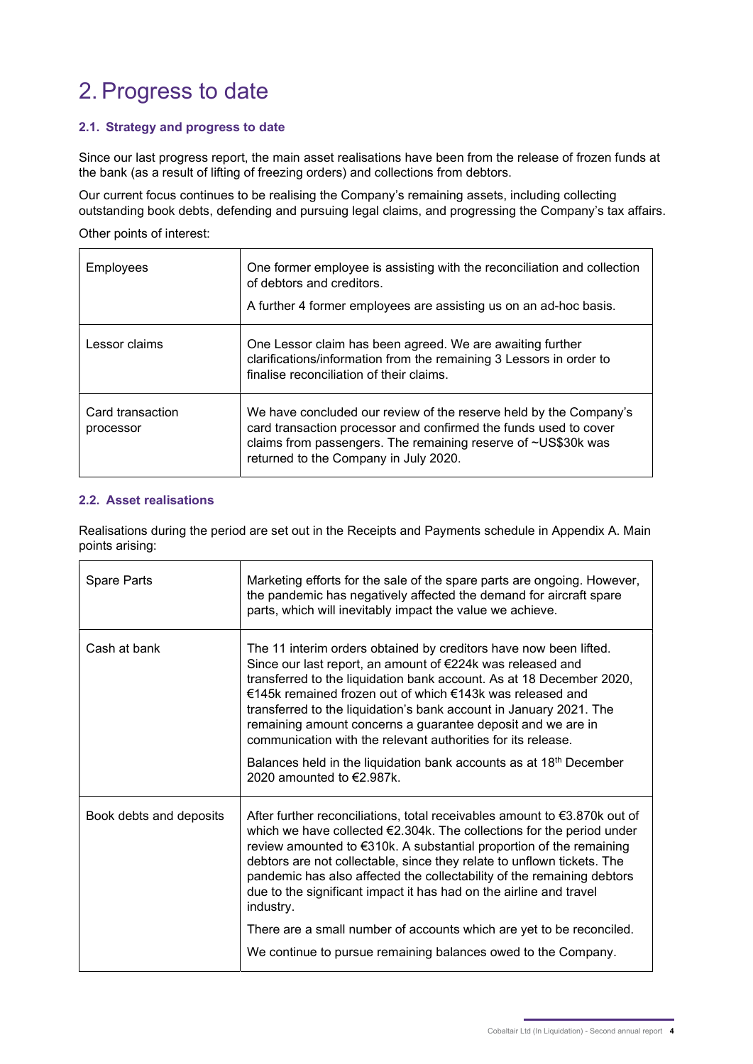# 2. Progress to date

### 2.1. Strategy and progress to date

Since our last progress report, the main asset realisations have been from the release of frozen funds at the bank (as a result of lifting of freezing orders) and collections from debtors.

Our current focus continues to be realising the Company's remaining assets, including collecting outstanding book debts, defending and pursuing legal claims, and progressing the Company's tax affairs.

Other points of interest:

| | |
|---|---|
| Employees | One former employee is assisting with the reconciliation and collection of debtors and creditors.<br><br>A further 4 former employees are assisting us on an ad-hoc basis. |
| Lessor claims | One Lessor claim has been agreed. We are awaiting further clarifications/information from the remaining 3 Lessors in order to finalise reconciliation of their claims. |
| Card transaction processor | We have concluded our review of the reserve held by the Company's card transaction processor and confirmed the funds used to cover claims from passengers. The remaining reserve of ~US$30k was returned to the Company in July 2020. |

### 2.2. Asset realisations

Realisations during the period are set out in the Receipts and Payments schedule in Appendix A. Main points arising:

| | |
|---|---|
| Spare Parts | Marketing efforts for the sale of the spare parts are ongoing. However, the pandemic has negatively affected the demand for aircraft spare parts, which will inevitably impact the value we achieve. |
| Cash at bank | The 11 interim orders obtained by creditors have now been lifted. Since our last report, an amount of €224k was released and transferred to the liquidation bank account. As at 18 December 2020, €145k remained frozen out of which €143k was released and transferred to the liquidation's bank account in January 2021. The remaining amount concerns a guarantee deposit and we are in communication with the relevant authorities for its release.<br><br>Balances held in the liquidation bank accounts as at 18th December 2020 amounted to €2.987k. |
| Book debts and deposits | After further reconciliations, total receivables amount to €3.870k out of which we have collected €2.304k. The collections for the period under review amounted to €310k. A substantial proportion of the remaining debtors are not collectable, since they relate to unflown tickets. The pandemic has also affected the collectability of the remaining debtors due to the significant impact it has had on the airline and travel industry.<br><br>There are a small number of accounts which are yet to be reconciled.<br><br>We continue to pursue remaining balances owed to the Company. |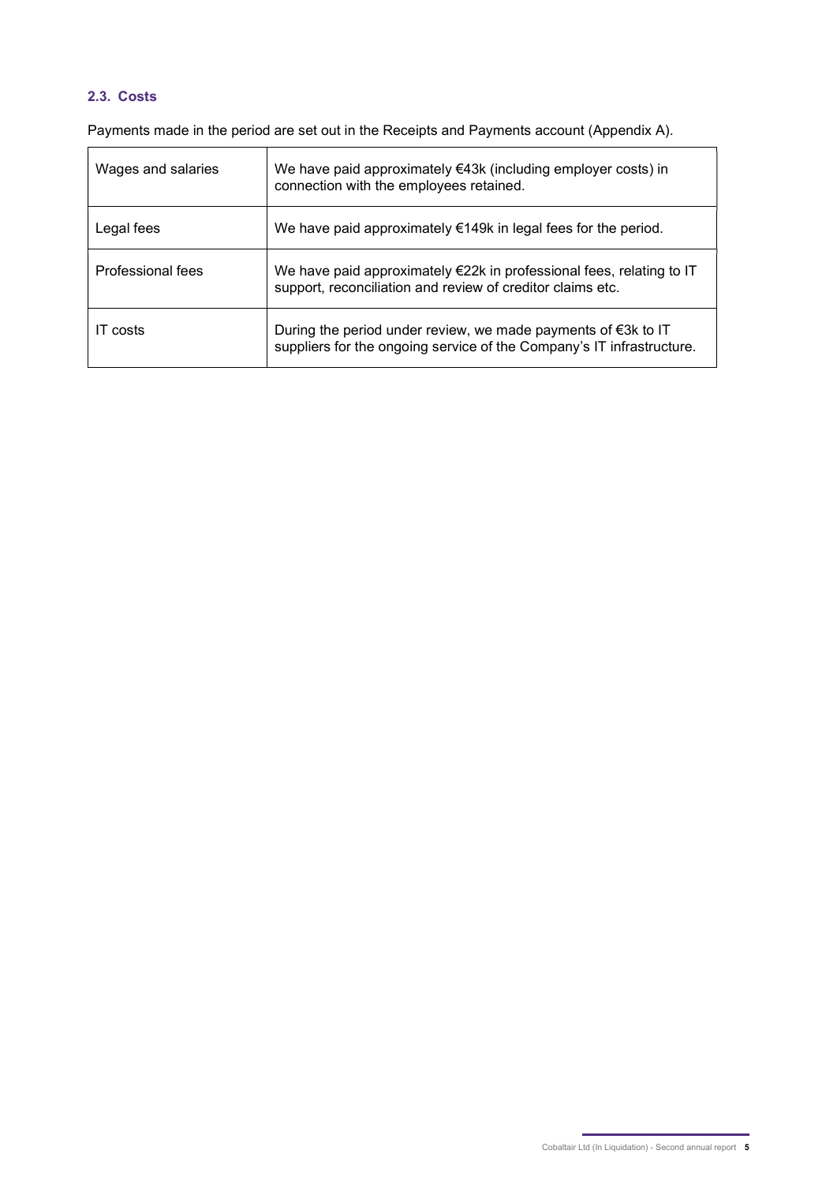### 2.3. Costs

Payments made in the period are set out in the Receipts and Payments account (Appendix A).

| | |
|---|---|
| Wages and salaries | We have paid approximately €43k (including employer costs) in connection with the employees retained. |
| Legal fees | We have paid approximately €149k in legal fees for the period. |
| Professional fees | We have paid approximately €22k in professional fees, relating to IT support, reconciliation and review of creditor claims etc. |
| IT costs | During the period under review, we made payments of €3k to IT suppliers for the ongoing service of the Company's IT infrastructure. |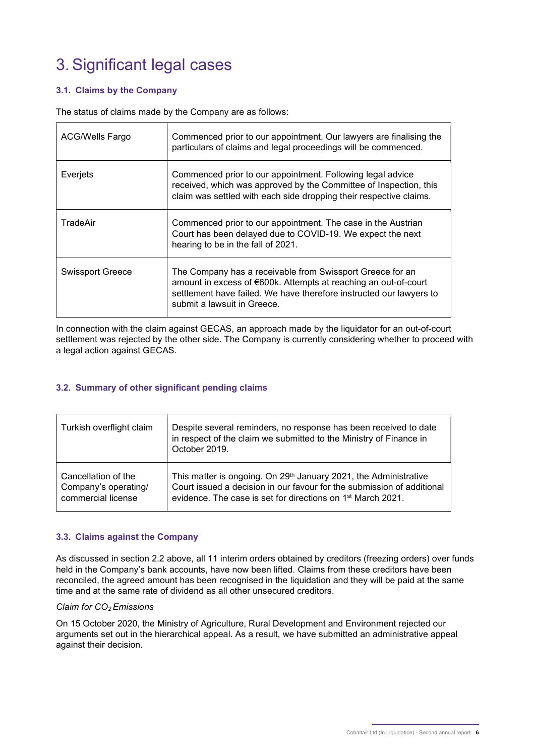# 3. Significant legal cases

### 3.1. Claims by the Company

The status of claims made by the Company are as follows:

| | |
|---|---|
| ACG/Wells Fargo | Commenced prior to our appointment. Our lawyers are finalising the particulars of claims and legal proceedings will be commenced. |
| Everjets | Commenced prior to our appointment. Following legal advice received, which was approved by the Committee of Inspection, this claim was settled with each side dropping their respective claims. |
| TradeAir | Commenced prior to our appointment. The case in the Austrian Court has been delayed due to COVID-19. We expect the next hearing to be in the fall of 2021. |
| Swissport Greece | The Company has a receivable from Swissport Greece for an amount in excess of €600k. Attempts at reaching an out-of-court settlement have failed. We have therefore instructed our lawyers to submit a lawsuit in Greece. |

In connection with the claim against GECAS, an approach made by the liquidator for an out-of-court settlement was rejected by the other side. The Company is currently considering whether to proceed with a legal action against GECAS.

### 3.2. Summary of other significant pending claims

| | |
|---|---|
| Turkish overflight claim | Despite several reminders, no response has been received to date in respect of the claim we submitted to the Ministry of Finance in October 2019. |
| Cancellation of the Company's operating/ commercial license | This matter is ongoing. On 29th January 2021, the Administrative Court issued a decision in our favour for the submission of additional evidence. The case is set for directions on 1st March 2021. |

### 3.3. Claims against the Company

As discussed in section 2.2 above, all 11 interim orders obtained by creditors (freezing orders) over funds held in the Company's bank accounts, have now been lifted. Claims from these creditors have been reconciled, the agreed amount has been recognised in the liquidation and they will be paid at the same time and at the same rate of dividend as all other unsecured creditors.

*Claim for $CO_2$ Emissions*

On 15 October 2020, the Ministry of Agriculture, Rural Development and Environment rejected our arguments set out in the hierarchical appeal. As a result, we have submitted an administrative appeal against their decision.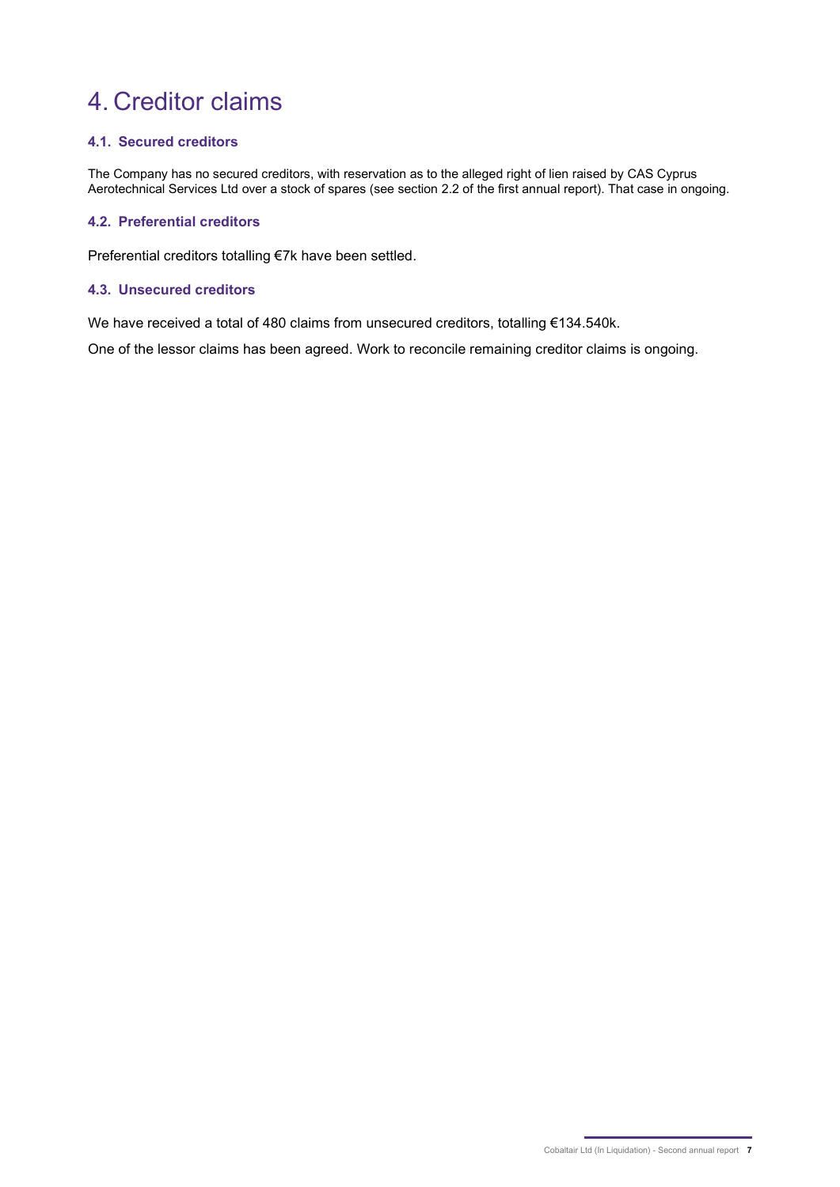# 4. Creditor claims

## 4.1. Secured creditors

The Company has no secured creditors, with reservation as to the alleged right of lien raised by CAS Cyprus Aerotechnical Services Ltd over a stock of spares (see section 2.2 of the first annual report). That case in ongoing.

## 4.2. Preferential creditors

Preferential creditors totalling €7k have been settled.

## 4.3. Unsecured creditors

We have received a total of 480 claims from unsecured creditors, totalling €134.540k.

One of the lessor claims has been agreed. Work to reconcile remaining creditor claims is ongoing.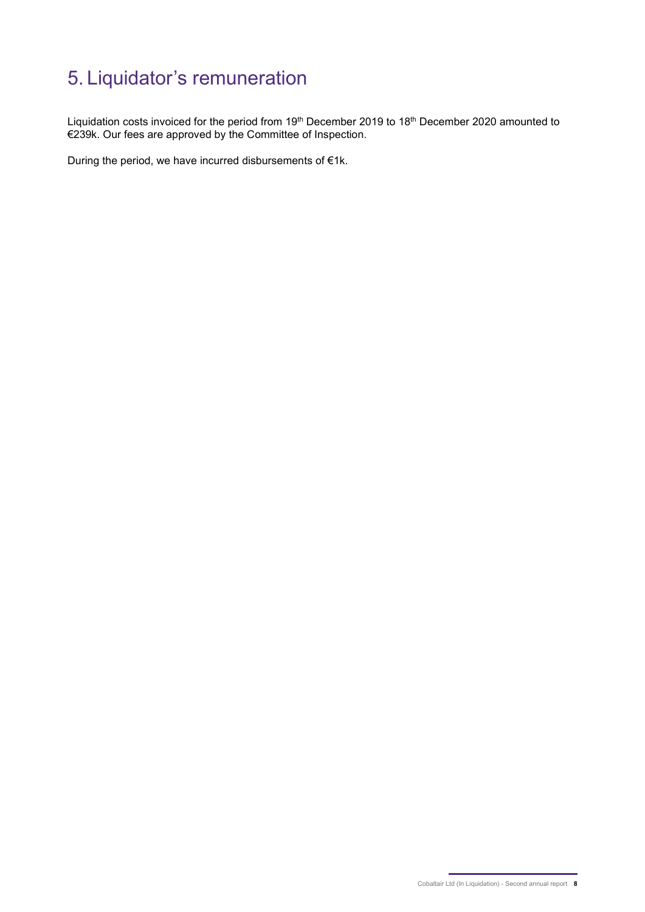# 5. Liquidator's remuneration

Liquidation costs invoiced for the period from 19th December 2019 to 18th December 2020 amounted to €239k. Our fees are approved by the Committee of Inspection.

During the period, we have incurred disbursements of €1k.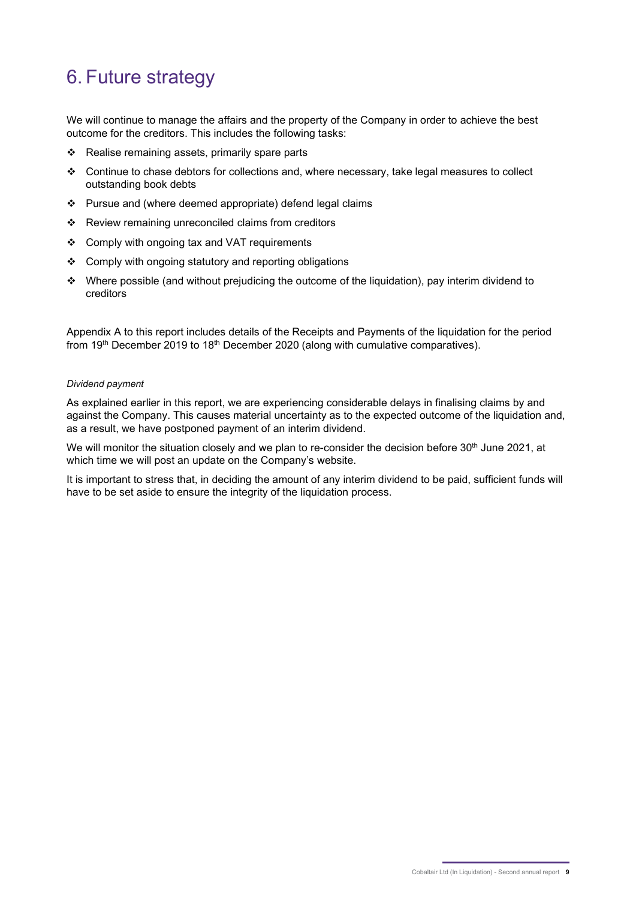# 6. Future strategy

We will continue to manage the affairs and the property of the Company in order to achieve the best outcome for the creditors. This includes the following tasks:

- Realise remaining assets, primarily spare parts
- Continue to chase debtors for collections and, where necessary, take legal measures to collect outstanding book debts
- Pursue and (where deemed appropriate) defend legal claims
- Review remaining unreconciled claims from creditors
- Comply with ongoing tax and VAT requirements
- Comply with ongoing statutory and reporting obligations
- Where possible (and without prejudicing the outcome of the liquidation), pay interim dividend to creditors

Appendix A to this report includes details of the Receipts and Payments of the liquidation for the period from 19th December 2019 to 18th December 2020 (along with cumulative comparatives).

*Dividend payment*

As explained earlier in this report, we are experiencing considerable delays in finalising claims by and against the Company. This causes material uncertainty as to the expected outcome of the liquidation and, as a result, we have postponed payment of an interim dividend.

We will monitor the situation closely and we plan to re-consider the decision before 30th June 2021, at which time we will post an update on the Company's website.

It is important to stress that, in deciding the amount of any interim dividend to be paid, sufficient funds will have to be set aside to ensure the integrity of the liquidation process.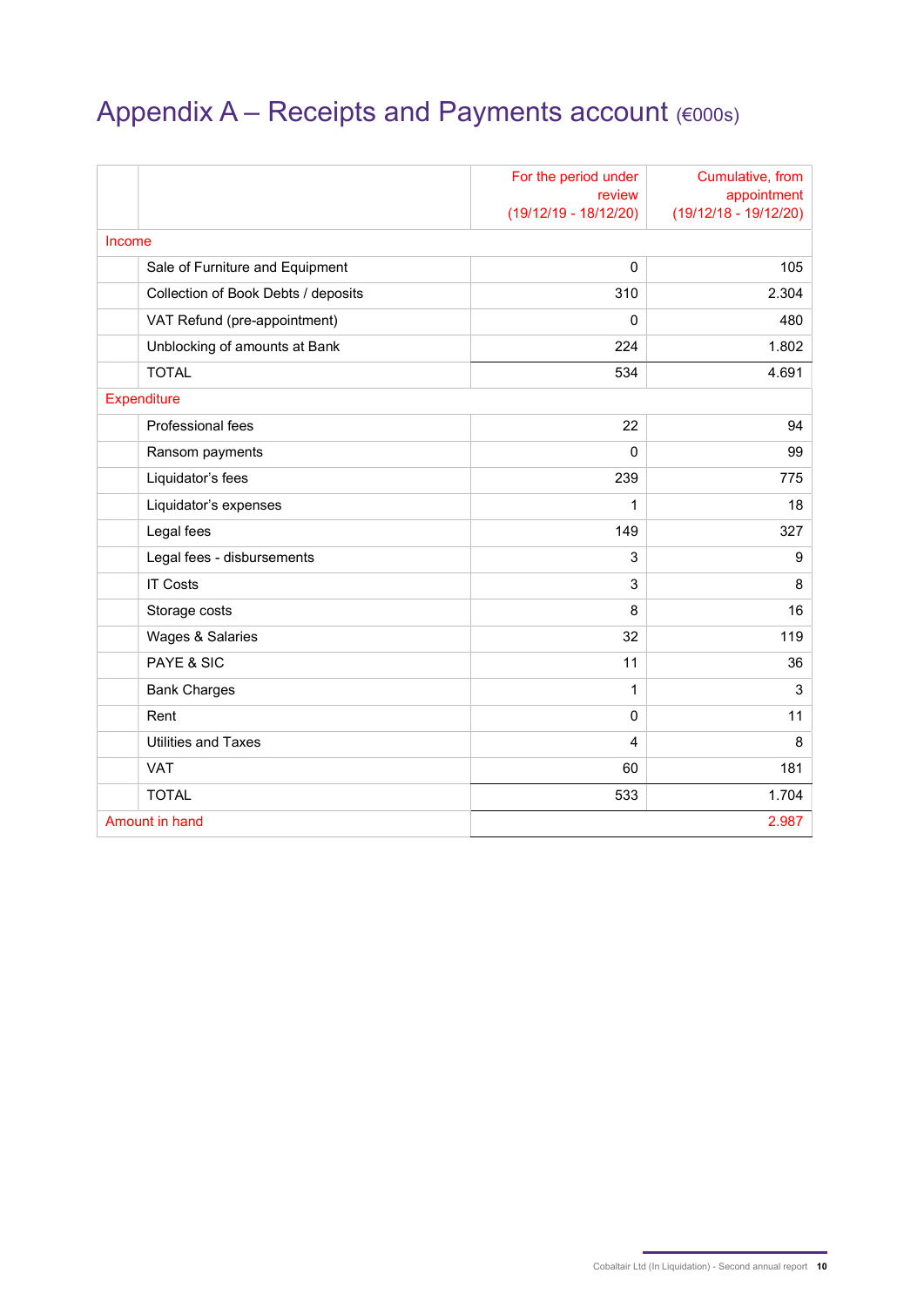# Appendix A – Receipts and Payments account (€000s)

| | For the period under review (19/12/19 - 18/12/20) | Cumulative, from appointment (19/12/18 - 19/12/20) |
|---|---|---|
| **Income** | | |
| Sale of Furniture and Equipment | 0 | 105 |
| Collection of Book Debts / deposits | 310 | 2.304 |
| VAT Refund (pre-appointment) | 0 | 480 |
| Unblocking of amounts at Bank | 224 | 1.802 |
| TOTAL | 534 | 4.691 |
| **Expenditure** | | |
| Professional fees | 22 | 94 |
| Ransom payments | 0 | 99 |
| Liquidator's fees | 239 | 775 |
| Liquidator's expenses | 1 | 18 |
| Legal fees | 149 | 327 |
| Legal fees - disbursements | 3 | 9 |
| IT Costs | 3 | 8 |
| Storage costs | 8 | 16 |
| Wages & Salaries | 32 | 119 |
| PAYE & SIC | 11 | 36 |
| Bank Charges | 1 | 3 |
| Rent | 0 | 11 |
| Utilities and Taxes | 4 | 8 |
| VAT | 60 | 181 |
| TOTAL | 533 | 1.704 |
| **Amount in hand** | | 2.987 |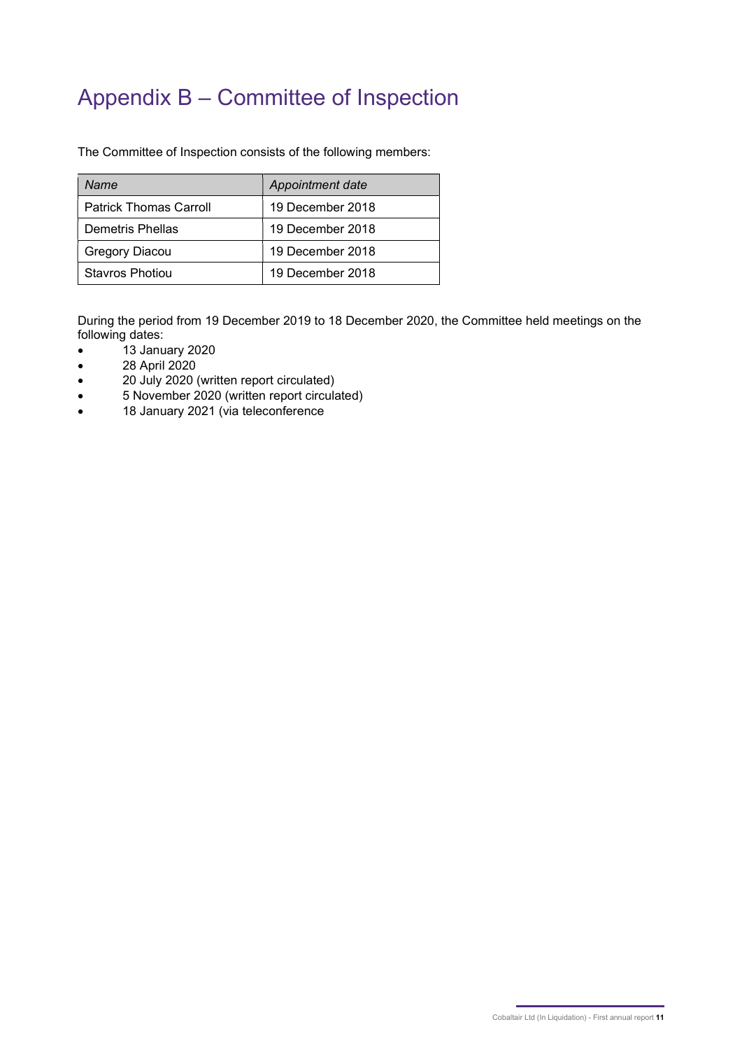# Appendix B – Committee of Inspection

The Committee of Inspection consists of the following members:

| *Name* | *Appointment date* |
|---|---|
| Patrick Thomas Carroll | 19 December 2018 |
| Demetris Phellas | 19 December 2018 |
| Gregory Diacou | 19 December 2018 |
| Stavros Photiou | 19 December 2018 |

During the period from 19 December 2019 to 18 December 2020, the Committee held meetings on the following dates:

- 13 January 2020
- 28 April 2020
- 20 July 2020 (written report circulated)
- 5 November 2020 (written report circulated)
- 18 January 2021 (via teleconference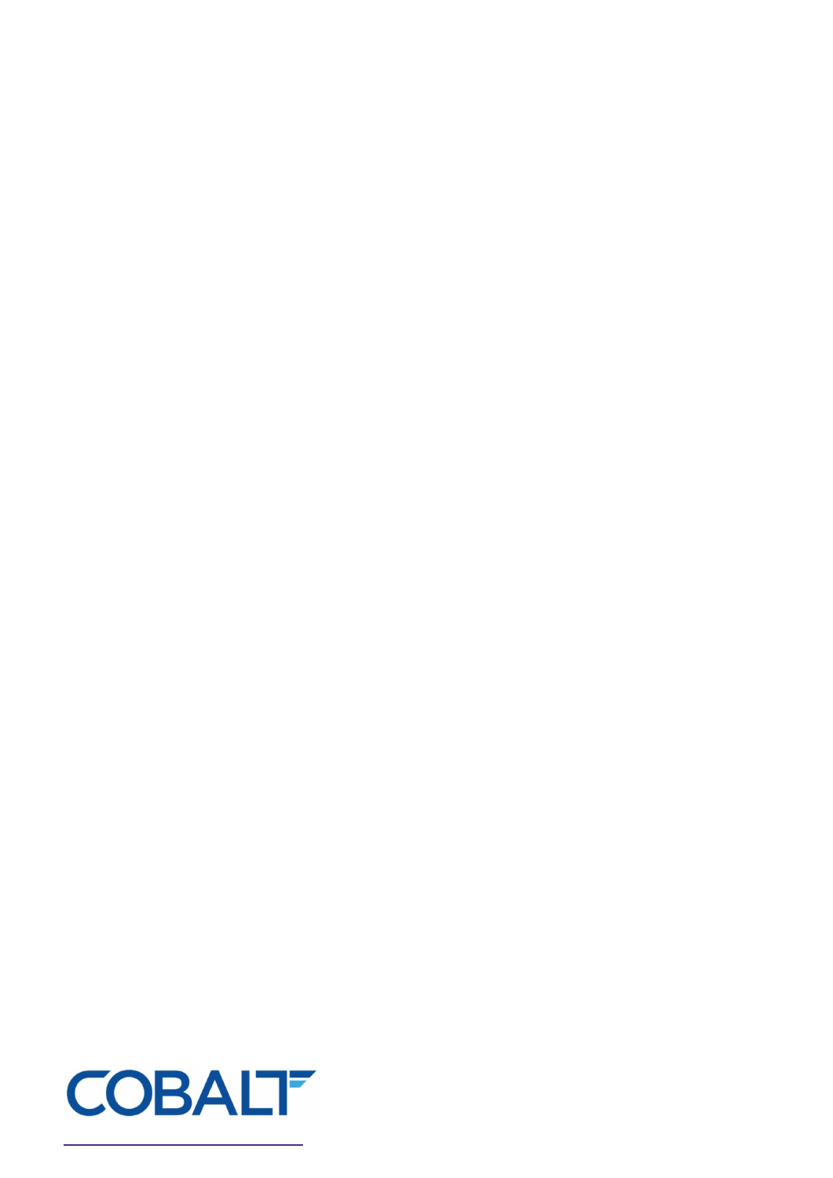COBALT